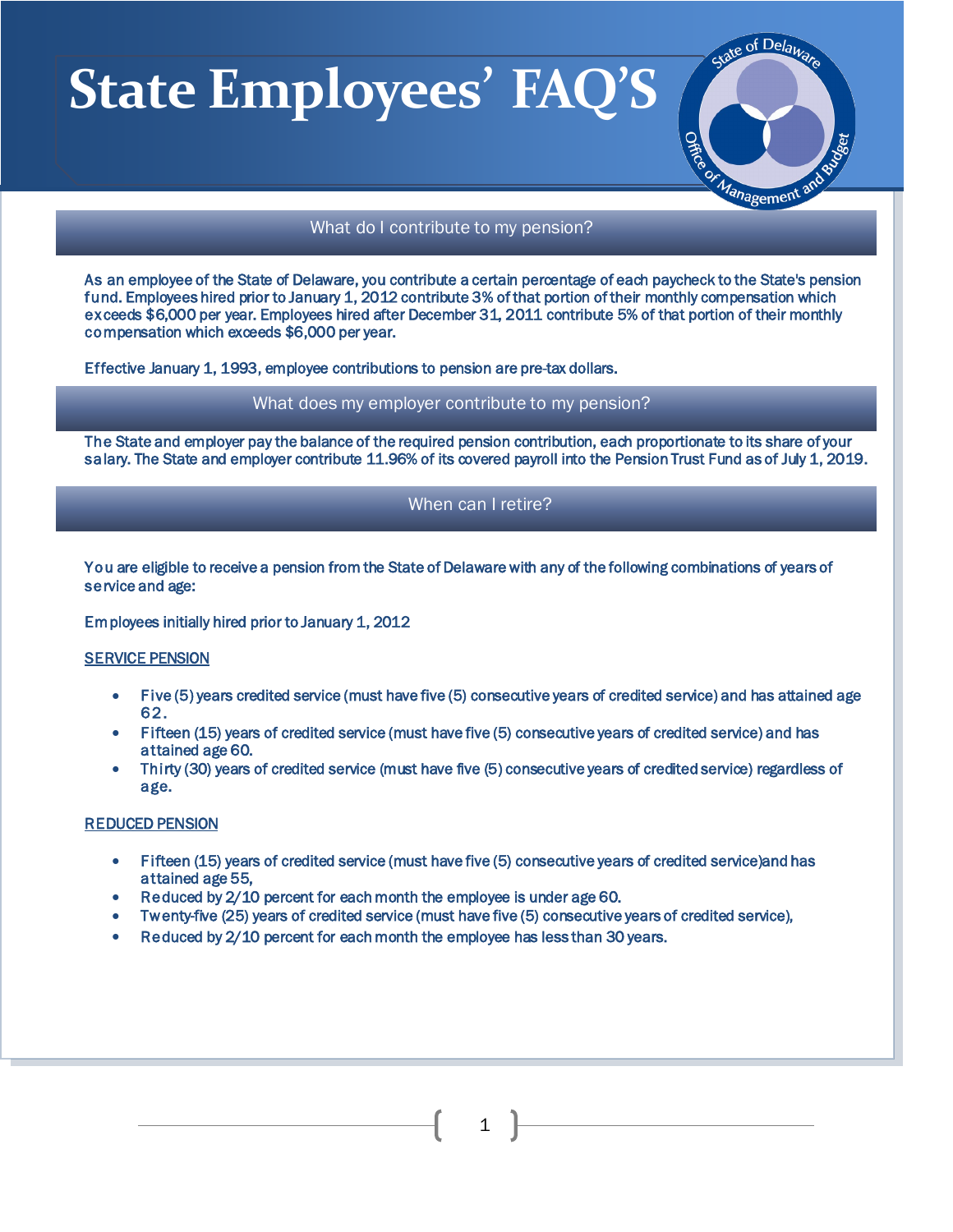# State Employees' FAQ'S

## What do I contribute to my pension?

As an employee of the State of Delaware, you contribute a certain percentage of each paycheck to the State's pension fund. Employees hired prior to January 1, 2012 contribute 3% of that portion of their monthly compensation which exceeds $6,000 per year. Employees hired after December 31, 2011 contribute 5% of that portion of their monthly compensation which exceeds $6,000 per year.

Effective January 1, 1993, employee contributions to pension are pre-tax dollars.

## What does my employer contribute to my pension?

The State and employer pay the balance of the required pension contribution, each proportionate to its share of your salary. The State and employer contribute 11.96% of its covered payroll into the Pension Trust Fund as of July 1, 2019.

## When can I retire?

You are eligible to receive a pension from the State of Delaware with any of the following combinations of years of service and age:

Employees initially hired prior to January 1, 2012

SERVICE PENSION

- Five (5) years credited service (must have five (5) consecutive years of credited service) and has attained age 62.
- Fifteen (15) years of credited service (must have five (5) consecutive years of credited service) and has attained age 60.
- Thirty (30) years of credited service (must have five (5) consecutive years of credited service) regardless of age.

REDUCED PENSION

- Fifteen (15) years of credited service (must have five (5) consecutive years of credited service)and has attained age 55,
- Reduced by 2/10 percent for each month the employee is under age 60.
- Twenty-five (25) years of credited service (must have five (5) consecutive years of credited service),
- Reduced by 2/10 percent for each month the employee has less than 30 years.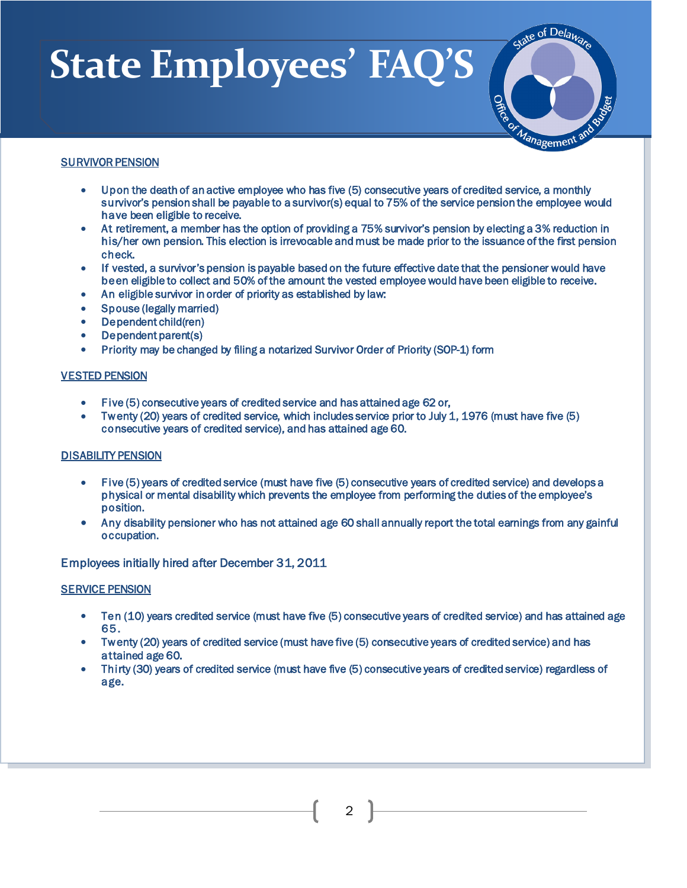## SURVIVOR PENSION

- Upon the death of an active employee who has five (5) consecutive years of credited service, a monthly survivor's pension shall be payable to a survivor(s) equal to 75% of the service pension the employee would have been eligible to receive.
- At retirement, a member has the option of providing a 75% survivor's pension by electing a 3% reduction in his/her own pension. This election is irrevocable and must be made prior to the issuance of the first pension check.
- If vested, a survivor's pension is payable based on the future effective date that the pensioner would have been eligible to collect and 50% of the amount the vested employee would have been eligible to receive.
- An eligible survivor in order of priority as established by law:
- Spouse (legally married)
- Dependent child(ren)
- Dependent parent(s)
- Priority may be changed by filing a notarized Survivor Order of Priority (SOP-1) form

## VESTED PENSION

- Five (5) consecutive years of credited service and has attained age 62 or,
- Twenty (20) years of credited service, which includes service prior to July 1, 1976 (must have five (5) consecutive years of credited service), and has attained age 60.

## DISABILITY PENSION

- Five (5) years of credited service (must have five (5) consecutive years of credited service) and develops a physical or mental disability which prevents the employee from performing the duties of the employee's position.
- Any disability pensioner who has not attained age 60 shall annually report the total earnings from any gainful occupation.

Employees initially hired after December 31, 2011

## SERVICE PENSION

- Ten (10) years credited service (must have five (5) consecutive years of credited service) and has attained age 65.
- Twenty (20) years of credited service (must have five (5) consecutive years of credited service) and has attained age 60.
- Thirty (30) years of credited service (must have five (5) consecutive years of credited service) regardless of age.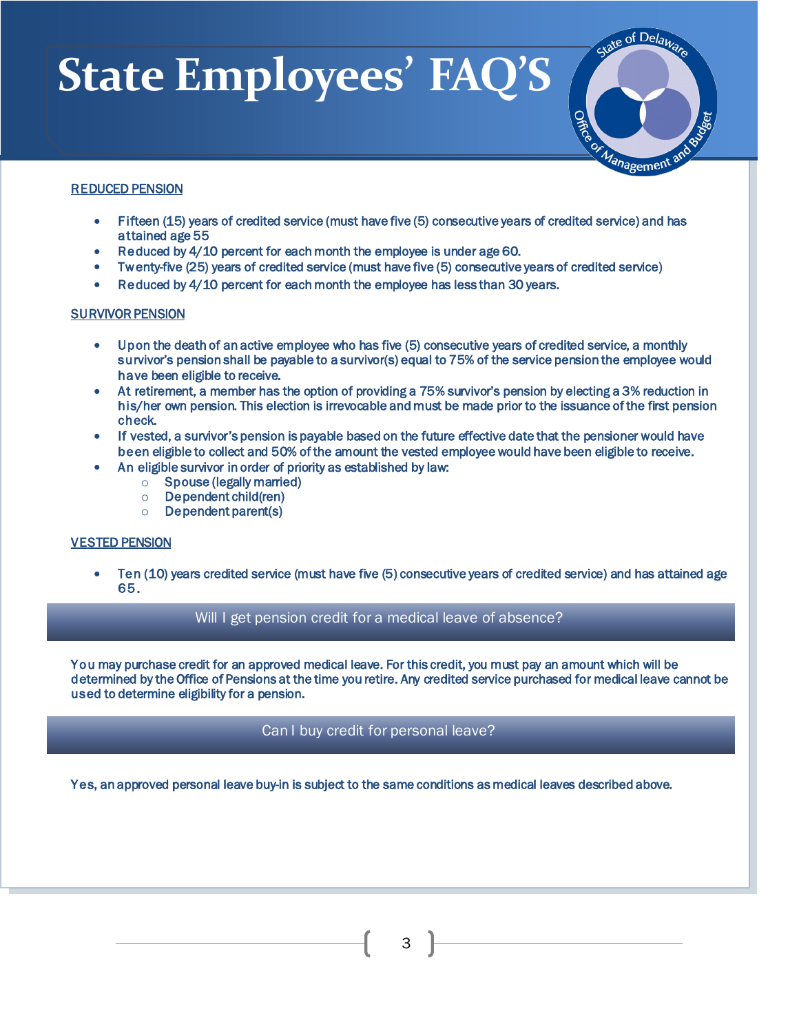# State Employees' FAQ'S

## REDUCED PENSION

- Fifteen (15) years of credited service (must have five (5) consecutive years of credited service) and has attained age 55
- Reduced by 4/10 percent for each month the employee is under age 60.
- Twenty-five (25) years of credited service (must have five (5) consecutive years of credited service)
- Reduced by 4/10 percent for each month the employee has less than 30 years.

## SURVIVOR PENSION

- Upon the death of an active employee who has five (5) consecutive years of credited service, a monthly survivor's pension shall be payable to a survivor(s) equal to 75% of the service pension the employee would have been eligible to receive.
- At retirement, a member has the option of providing a 75% survivor's pension by electing a 3% reduction in his/her own pension. This election is irrevocable and must be made prior to the issuance of the first pension check.
- If vested, a survivor's pension is payable based on the future effective date that the pensioner would have been eligible to collect and 50% of the amount the vested employee would have been eligible to receive.
- An eligible survivor in order of priority as established by law:
  - Spouse (legally married)
  - Dependent child(ren)
  - Dependent parent(s)

## VESTED PENSION

- Ten (10) years credited service (must have five (5) consecutive years of credited service) and has attained age 65.

## Will I get pension credit for a medical leave of absence?

You may purchase credit for an approved medical leave. For this credit, you must pay an amount which will be determined by the Office of Pensions at the time you retire. Any credited service purchased for medical leave cannot be used to determine eligibility for a pension.

## Can I buy credit for personal leave?

Yes, an approved personal leave buy-in is subject to the same conditions as medical leaves described above.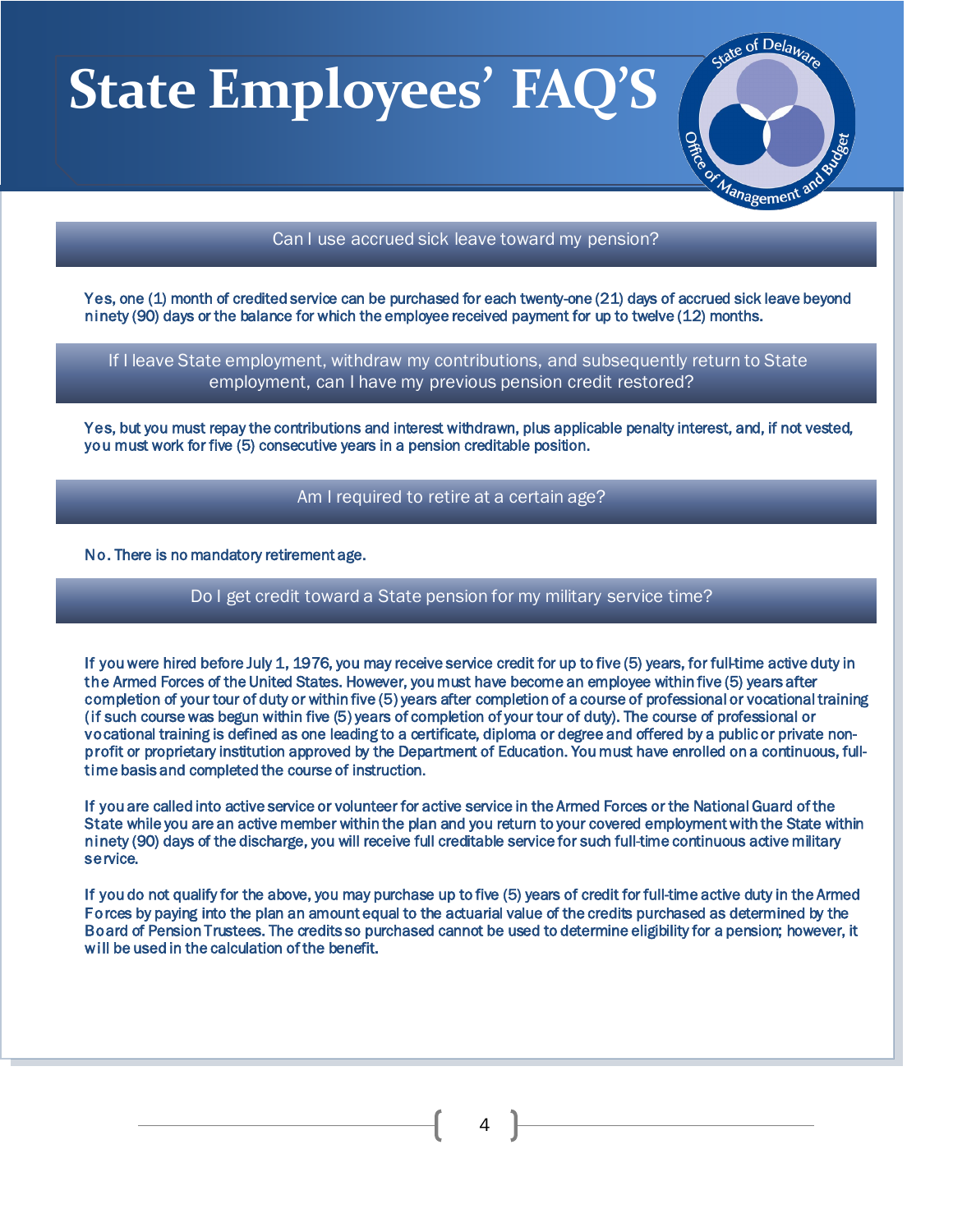# State Employees' FAQ'S

## Can I use accrued sick leave toward my pension?

Yes, one (1) month of credited service can be purchased for each twenty-one (21) days of accrued sick leave beyond ninety (90) days or the balance for which the employee received payment for up to twelve (12) months.

## If I leave State employment, withdraw my contributions, and subsequently return to State employment, can I have my previous pension credit restored?

Yes, but you must repay the contributions and interest withdrawn, plus applicable penalty interest, and, if not vested, you must work for five (5) consecutive years in a pension creditable position.

## Am I required to retire at a certain age?

No. There is no mandatory retirement age.

## Do I get credit toward a State pension for my military service time?

If you were hired before July 1, 1976, you may receive service credit for up to five (5) years, for full-time active duty in the Armed Forces of the United States. However, you must have become an employee within five (5) years after completion of your tour of duty or within five (5) years after completion of a course of professional or vocational training (if such course was begun within five (5) years of completion of your tour of duty). The course of professional or vocational training is defined as one leading to a certificate, diploma or degree and offered by a public or private non-profit or proprietary institution approved by the Department of Education. You must have enrolled on a continuous, full-time basis and completed the course of instruction.

If you are called into active service or volunteer for active service in the Armed Forces or the National Guard of the State while you are an active member within the plan and you return to your covered employment with the State within ninety (90) days of the discharge, you will receive full creditable service for such full-time continuous active military service.

If you do not qualify for the above, you may purchase up to five (5) years of credit for full-time active duty in the Armed Forces by paying into the plan an amount equal to the actuarial value of the credits purchased as determined by the Board of Pension Trustees. The credits so purchased cannot be used to determine eligibility for a pension; however, it will be used in the calculation of the benefit.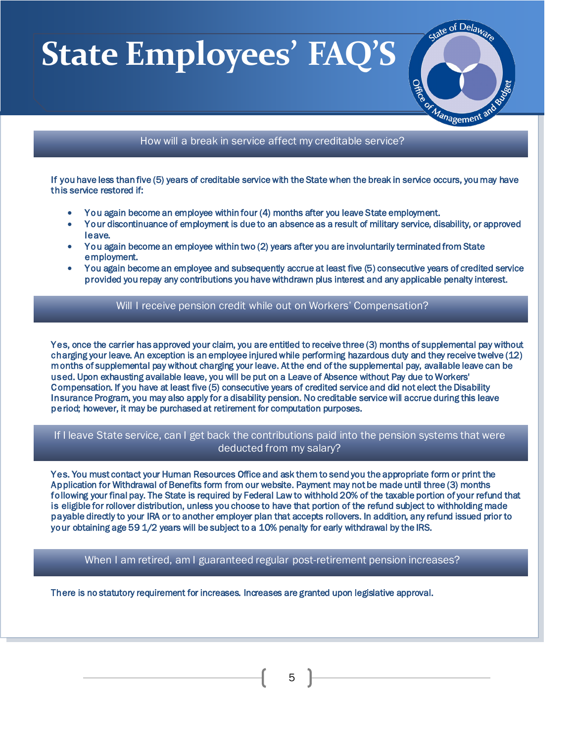# State Employees' FAQ'S

## How will a break in service affect my creditable service?

If you have less than five (5) years of creditable service with the State when the break in service occurs, you may have this service restored if:

- You again become an employee within four (4) months after you leave State employment.
- Your discontinuance of employment is due to an absence as a result of military service, disability, or approved leave.
- You again become an employee within two (2) years after you are involuntarily terminated from State employment.
- You again become an employee and subsequently accrue at least five (5) consecutive years of credited service provided you repay any contributions you have withdrawn plus interest and any applicable penalty interest.

## Will I receive pension credit while out on Workers' Compensation?

Yes, once the carrier has approved your claim, you are entitled to receive three (3) months of supplemental pay without charging your leave. An exception is an employee injured while performing hazardous duty and they receive twelve (12) months of supplemental pay without charging your leave. At the end of the supplemental pay, available leave can be used. Upon exhausting available leave, you will be put on a Leave of Absence without Pay due to Workers' Compensation. If you have at least five (5) consecutive years of credited service and did not elect the Disability Insurance Program, you may also apply for a disability pension. No creditable service will accrue during this leave period; however, it may be purchased at retirement for computation purposes.

## If I leave State service, can I get back the contributions paid into the pension systems that were deducted from my salary?

Yes. You must contact your Human Resources Office and ask them to send you the appropriate form or print the Application for Withdrawal of Benefits form from our website. Payment may not be made until three (3) months following your final pay. The State is required by Federal Law to withhold 20% of the taxable portion of your refund that is eligible for rollover distribution, unless you choose to have that portion of the refund subject to withholding made payable directly to your IRA or to another employer plan that accepts rollovers. In addition, any refund issued prior to your obtaining age 59 1/2 years will be subject to a 10% penalty for early withdrawal by the IRS.

## When I am retired, am I guaranteed regular post-retirement pension increases?

There is no statutory requirement for increases. Increases are granted upon legislative approval.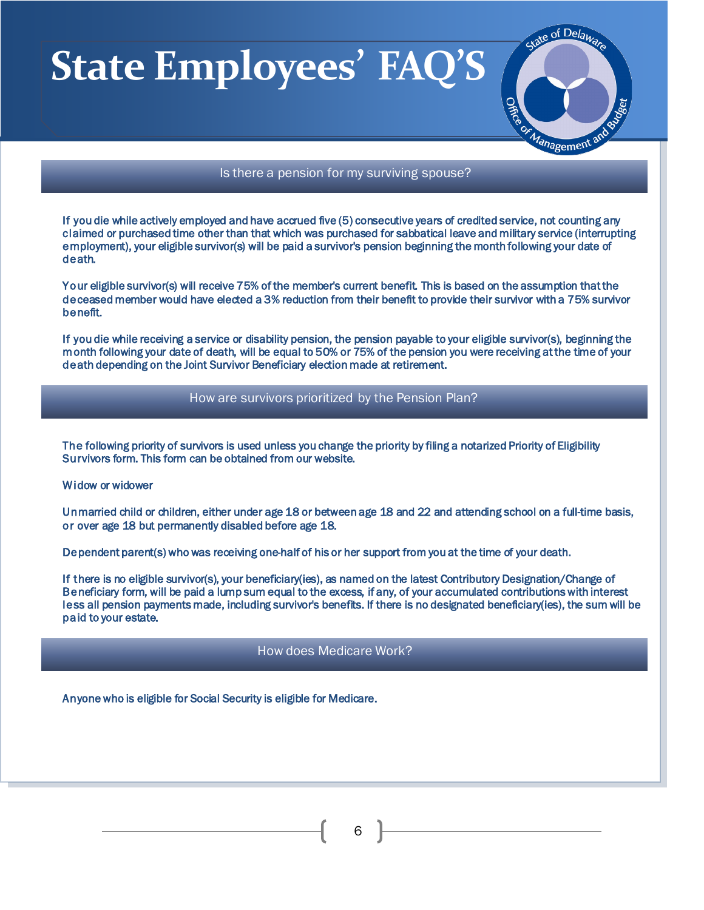# State Employees' FAQ'S

## Is there a pension for my surviving spouse?

If you die while actively employed and have accrued five (5) consecutive years of credited service, not counting any claimed or purchased time other than that which was purchased for sabbatical leave and military service (interrupting employment), your eligible survivor(s) will be paid a survivor's pension beginning the month following your date of death.

Your eligible survivor(s) will receive 75% of the member's current benefit. This is based on the assumption that the deceased member would have elected a 3% reduction from their benefit to provide their survivor with a 75% survivor benefit.

If you die while receiving a service or disability pension, the pension payable to your eligible survivor(s), beginning the month following your date of death, will be equal to 50% or 75% of the pension you were receiving at the time of your death depending on the Joint Survivor Beneficiary election made at retirement.

## How are survivors prioritized by the Pension Plan?

The following priority of survivors is used unless you change the priority by filing a notarized Priority of Eligibility Survivors form. This form can be obtained from our website.

Widow or widower

Unmarried child or children, either under age 18 or between age 18 and 22 and attending school on a full-time basis, or over age 18 but permanently disabled before age 18.

Dependent parent(s) who was receiving one-half of his or her support from you at the time of your death.

If there is no eligible survivor(s), your beneficiary(ies), as named on the latest Contributory Designation/Change of Beneficiary form, will be paid a lump sum equal to the excess, if any, of your accumulated contributions with interest less all pension payments made, including survivor's benefits. If there is no designated beneficiary(ies), the sum will be paid to your estate.

## How does Medicare Work?

Anyone who is eligible for Social Security is eligible for Medicare.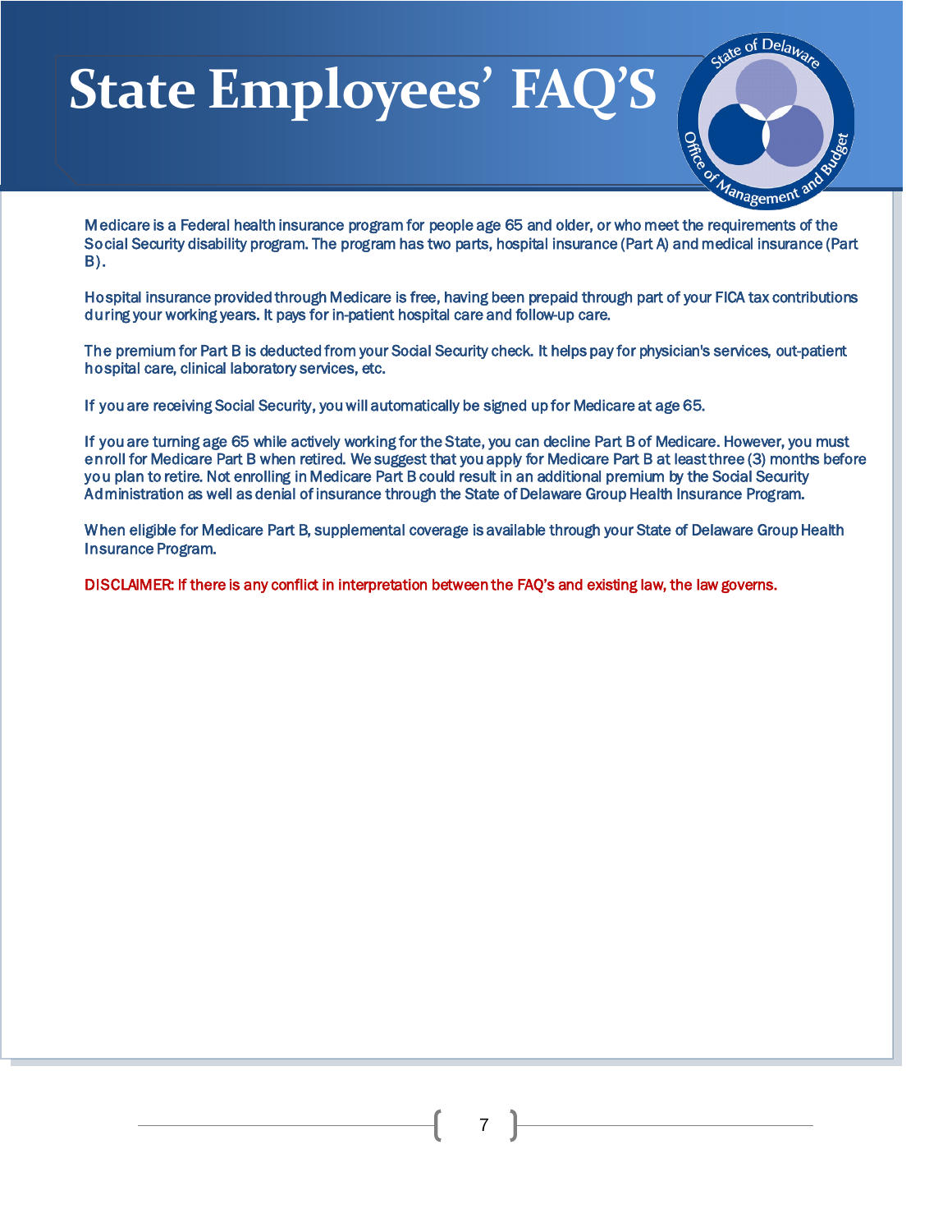# State Employees' FAQ'S

Medicare is a Federal health insurance program for people age 65 and older, or who meet the requirements of the Social Security disability program. The program has two parts, hospital insurance (Part A) and medical insurance (Part B).

Hospital insurance provided through Medicare is free, having been prepaid through part of your FICA tax contributions during your working years. It pays for in-patient hospital care and follow-up care.

The premium for Part B is deducted from your Social Security check. It helps pay for physician's services, out-patient hospital care, clinical laboratory services, etc.

If you are receiving Social Security, you will automatically be signed up for Medicare at age 65.

If you are turning age 65 while actively working for the State, you can decline Part B of Medicare. However, you must enroll for Medicare Part B when retired. We suggest that you apply for Medicare Part B at least three (3) months before you plan to retire. Not enrolling in Medicare Part B could result in an additional premium by the Social Security Administration as well as denial of insurance through the State of Delaware Group Health Insurance Program.

When eligible for Medicare Part B, supplemental coverage is available through your State of Delaware Group Health Insurance Program.

DISCLAIMER: If there is any conflict in interpretation between the FAQ's and existing law, the law governs.